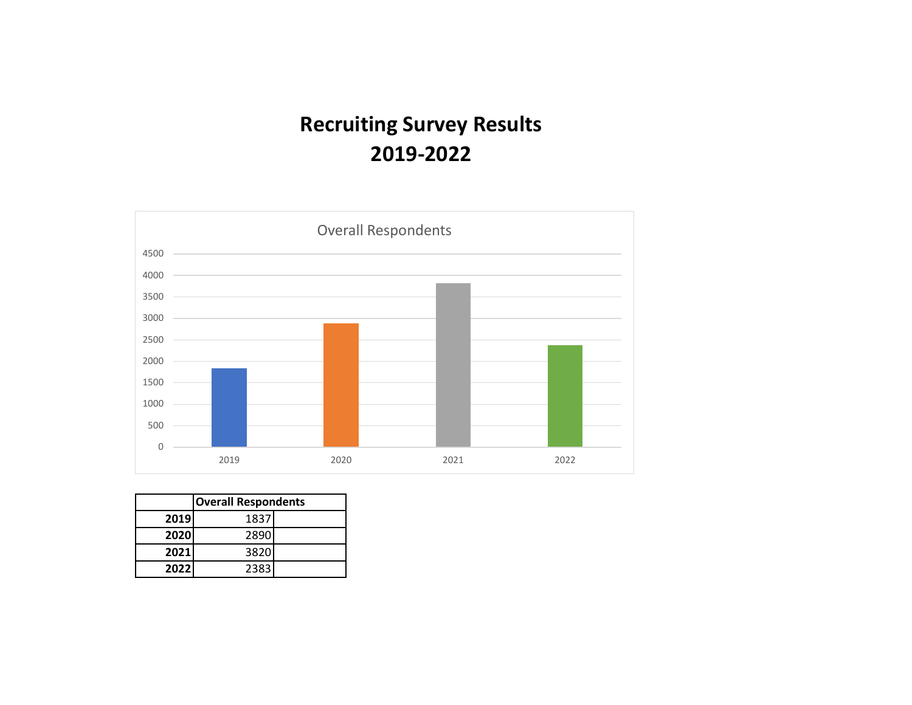# Recruiting Survey Results
# 2019-2022

Overall Respondents

|  | Overall Respondents |  |
|---|---|---|
| **2019** | 1837 |  |
| **2020** | 2890 |  |
| **2021** | 3820 |  |
| **2022** | 2383 |  |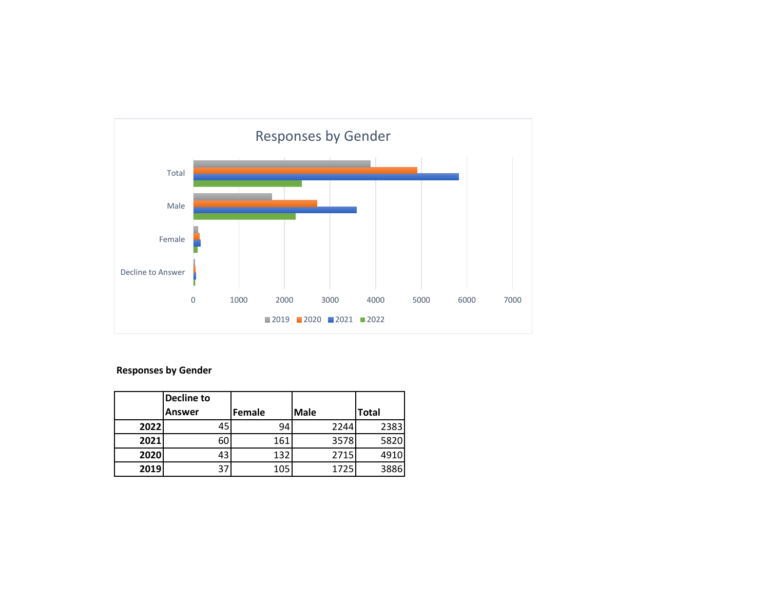Responses by Gender

| | Decline to Answer | Female | Male | Total |
|---|---|---|---|---|
| **2022** | 45 | 94 | 2244 | 2383 |
| **2021** | 60 | 161 | 3578 | 5820 |
| **2020** | 43 | 132 | 2715 | 4910 |
| **2019** | 37 | 105 | 1725 | 3886 |

**Responses by Gender**

| | Decline to Answer | Female | Male | Total |
|---|---|---|---|---|
| **2022** | 45 | 94 | 2244 | 2383 |
| **2021** | 60 | 161 | 3578 | 5820 |
| **2020** | 43 | 132 | 2715 | 4910 |
| **2019** | 37 | 105 | 1725 | 3886 |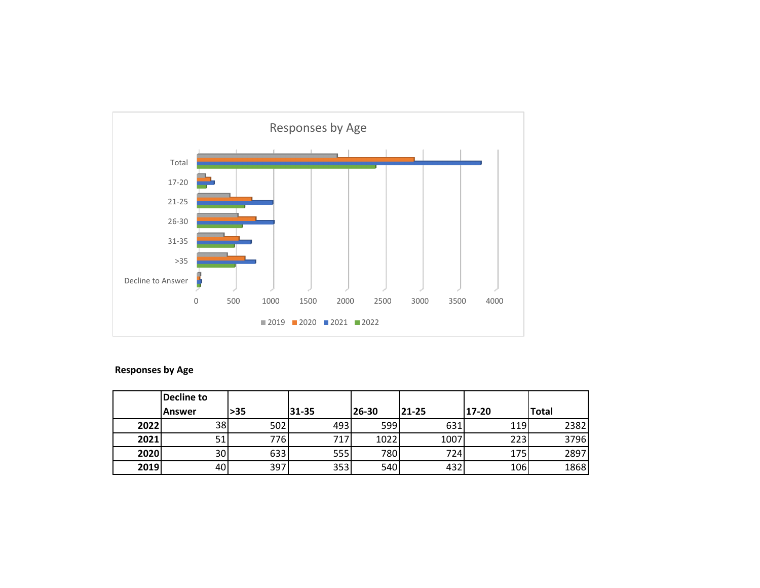**Responses by Age**

|  | Decline to Answer | >35 | 31-35 | 26-30 | 21-25 | 17-20 | Total |
|---|---|---|---|---|---|---|---|
| **2022** | 38 | 502 | 493 | 599 | 631 | 119 | 2382 |
| **2021** | 51 | 776 | 717 | 1022 | 1007 | 223 | 3796 |
| **2020** | 30 | 633 | 555 | 780 | 724 | 175 | 2897 |
| **2019** | 40 | 397 | 353 | 540 | 432 | 106 | 1868 |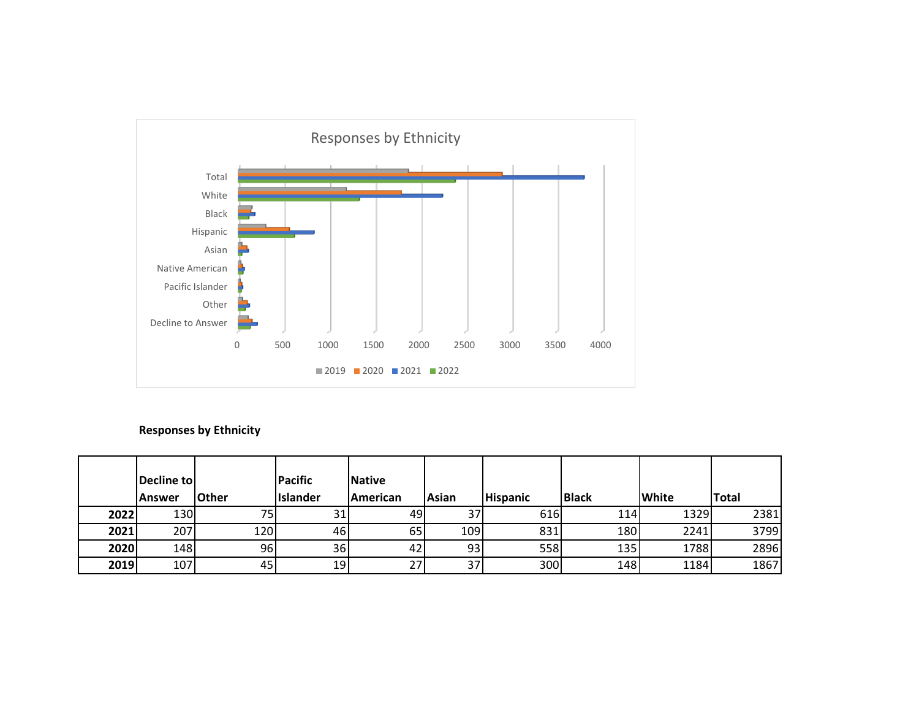Responses by Ethnicity

Total
White
Black
Hispanic
Asian
Native American
Pacific Islander
Other
Decline to Answer

0 500 1000 1500 2000 2500 3000 3500 4000

2019 2020 2021 2022

**Responses by Ethnicity**

| | Decline to Answer | Other | Pacific Islander | Native American | Asian | Hispanic | Black | White | Total |
|---|---|---|---|---|---|---|---|---|---|
| **2022** | 130 | 75 | 31 | 49 | 37 | 616 | 114 | 1329 | 2381 |
| **2021** | 207 | 120 | 46 | 65 | 109 | 831 | 180 | 2241 | 3799 |
| **2020** | 148 | 96 | 36 | 42 | 93 | 558 | 135 | 1788 | 2896 |
| **2019** | 107 | 45 | 19 | 27 | 37 | 300 | 148 | 1184 | 1867 |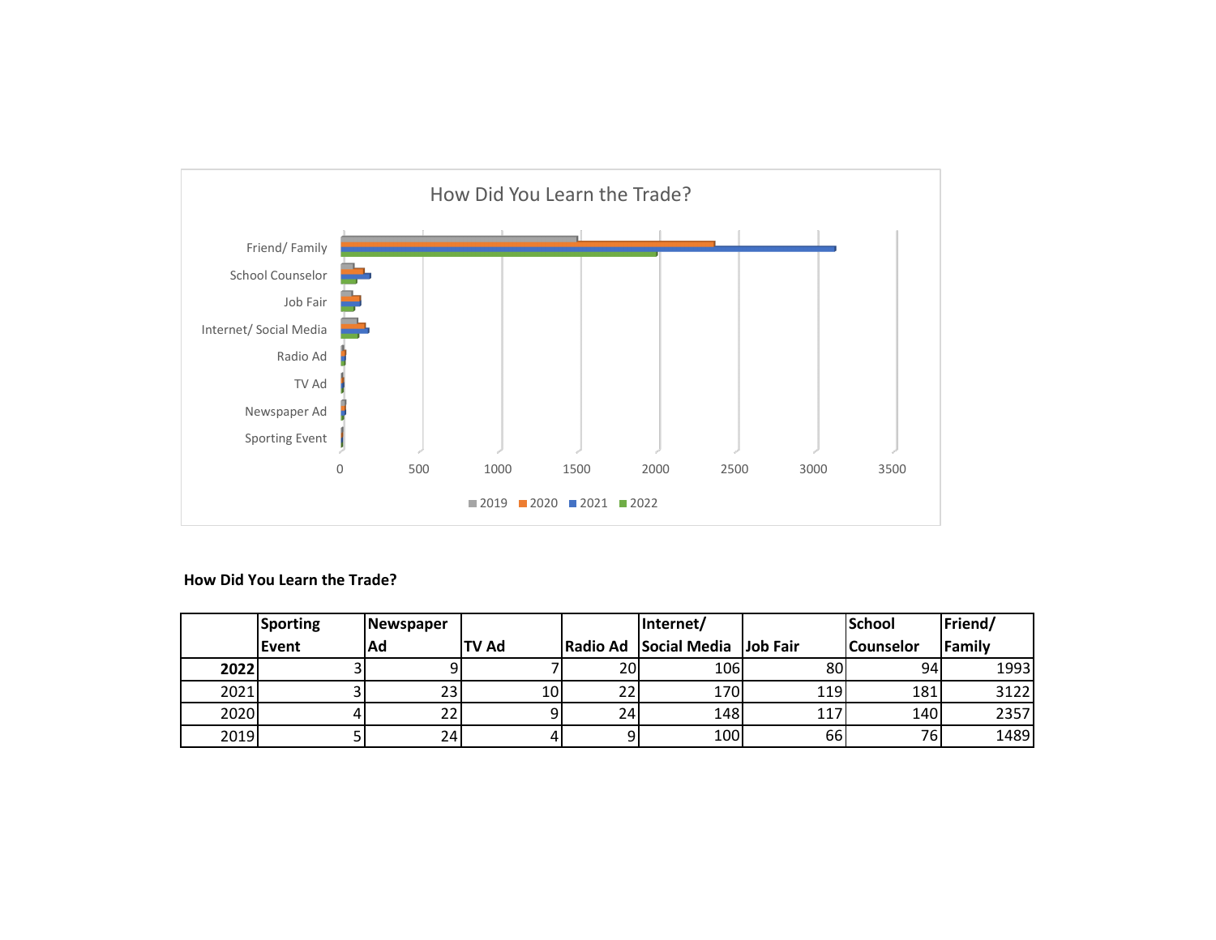How Did You Learn the Trade?

Friend/ Family
School Counselor
Job Fair
Internet/ Social Media
Radio Ad
TV Ad
Newspaper Ad
Sporting Event

0 500 1000 1500 2000 2500 3000 3500

2019 2020 2021 2022

**How Did You Learn the Trade?**

| | Sporting Event | Newspaper Ad | TV Ad | Radio Ad | Internet/ Social Media | Job Fair | School Counselor | Friend/ Family |
|---|---|---|---|---|---|---|---|---|
| **2022** | 3 | 9 | 7 | 20 | 106 | 80 | 94 | 1993 |
| 2021 | 3 | 23 | 10 | 22 | 170 | 119 | 181 | 3122 |
| 2020 | 4 | 22 | 9 | 24 | 148 | 117 | 140 | 2357 |
| 2019 | 5 | 24 | 4 | 9 | 100 | 66 | 76 | 1489 |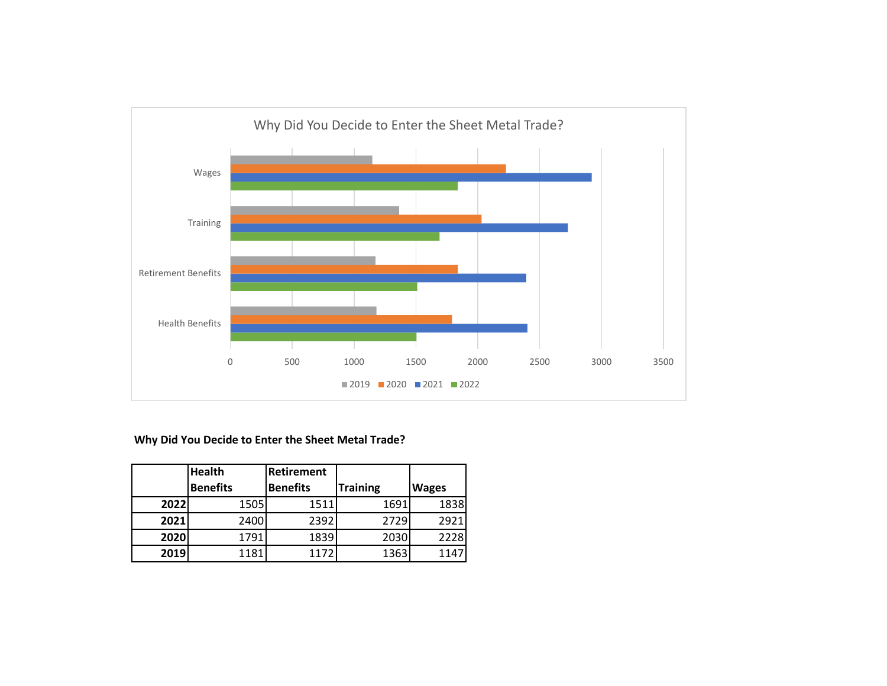Why Did You Decide to Enter the Sheet Metal Trade?

**Why Did You Decide to Enter the Sheet Metal Trade?**

| | Health Benefits | Retirement Benefits | Training | Wages |
|---|---|---|---|---|
| **2022** | 1505 | 1511 | 1691 | 1838 |
| **2021** | 2400 | 2392 | 2729 | 2921 |
| **2020** | 1791 | 1839 | 2030 | 2228 |
| **2019** | 1181 | 1172 | 1363 | 1147 |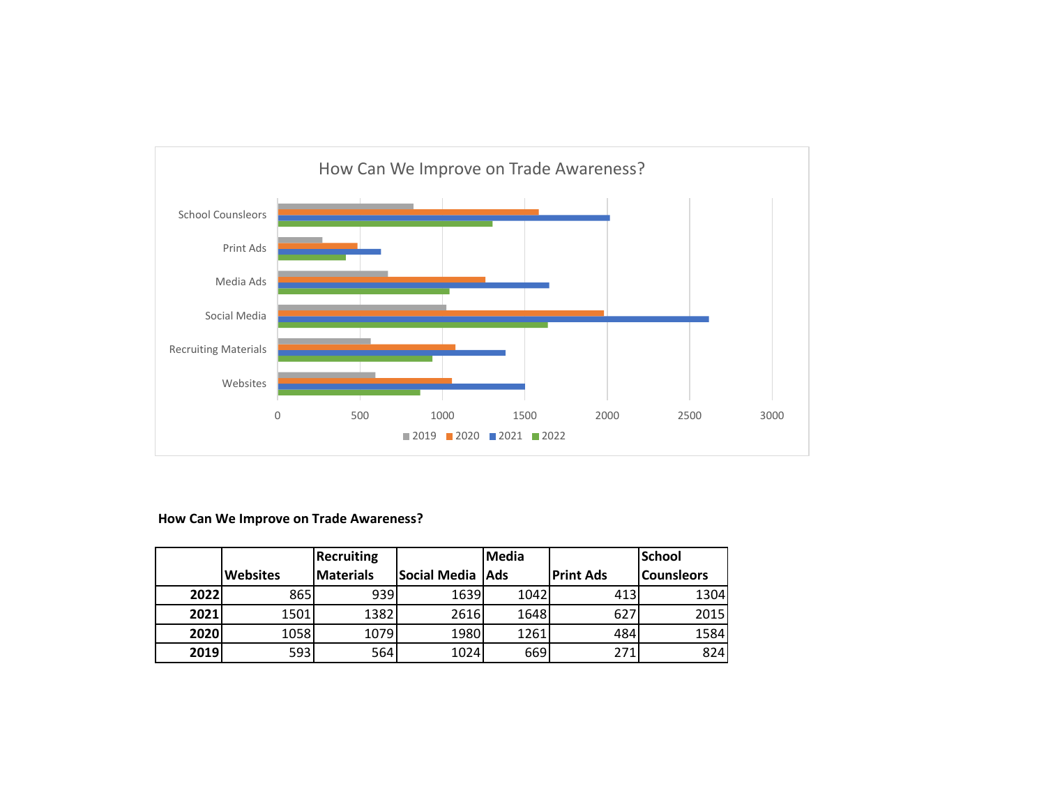How Can We Improve on Trade Awareness?

School Counsleors

Print Ads

Media Ads

Social Media

Recruiting Materials

Websites

0 500 1000 1500 2000 2500 3000

2019 2020 2021 2022

**How Can We Improve on Trade Awareness?**

| | Websites | Recruiting Materials | Social Media | Media Ads | Print Ads | School Counselors |
|---|---|---|---|---|---|---|
| **2022** | 865 | 939 | 1639 | 1042 | 413 | 1304 |
| **2021** | 1501 | 1382 | 2616 | 1648 | 627 | 2015 |
| **2020** | 1058 | 1079 | 1980 | 1261 | 484 | 1584 |
| **2019** | 593 | 564 | 1024 | 669 | 271 | 824 |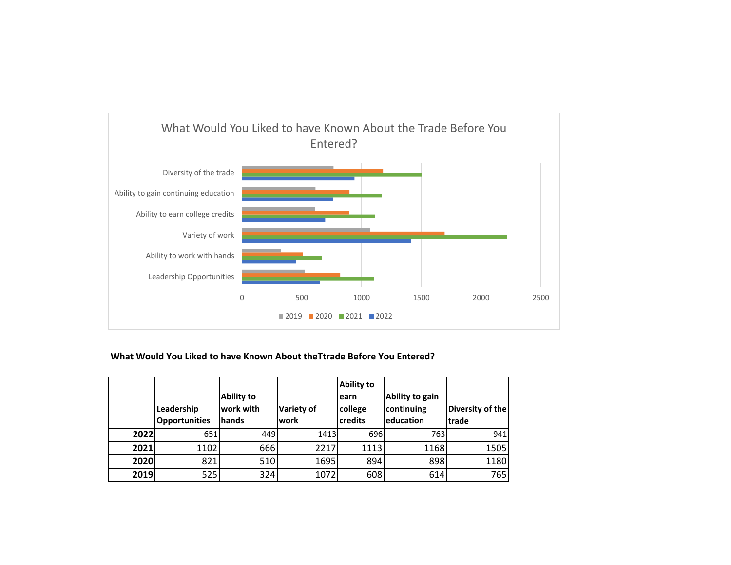What Would You Liked to have Known About the Trade Before You Entered?

**What Would You Liked to have Known About theTtrade Before You Entered?**

| | Leadership Opportunities | Ability to work with hands | Variety of work | Ability to earn college credits | Ability to gain continuing education | Diversity of the trade |
|---|---|---|---|---|---|---|
| **2022** | 651 | 449 | 1413 | 696 | 763 | 941 |
| **2021** | 1102 | 666 | 2217 | 1113 | 1168 | 1505 |
| **2020** | 821 | 510 | 1695 | 894 | 898 | 1180 |
| **2019** | 525 | 324 | 1072 | 608 | 614 | 765 |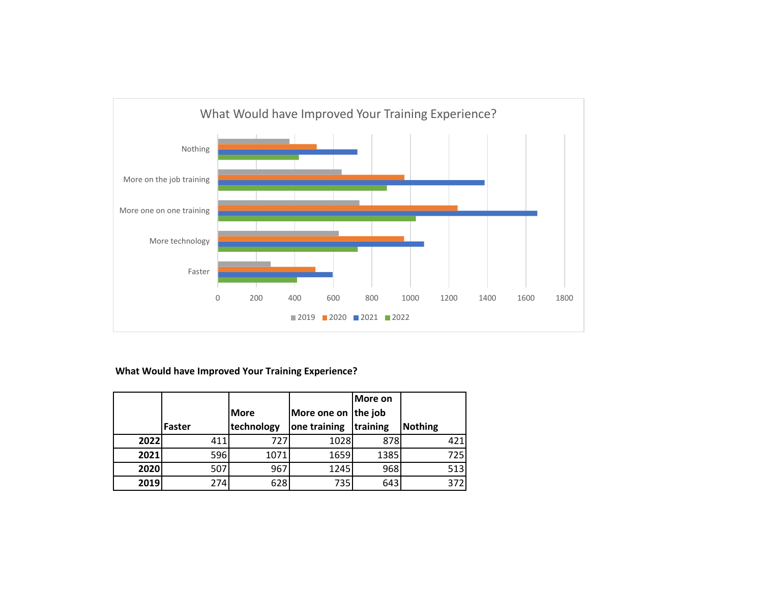What Would have Improved Your Training Experience?

Nothing

More on the job training

More one on one training

More technology

Faster

0 200 400 600 800 1000 1200 1400 1600 1800

2019 2020 2021 2022

**What Would have Improved Your Training Experience?**

| | Faster | More technology | More one on one training | More on the job training | Nothing |
|---|---|---|---|---|---|
| **2022** | 411 | 727 | 1028 | 878 | 421 |
| **2021** | 596 | 1071 | 1659 | 1385 | 725 |
| **2020** | 507 | 967 | 1245 | 968 | 513 |
| **2019** | 274 | 628 | 735 | 643 | 372 |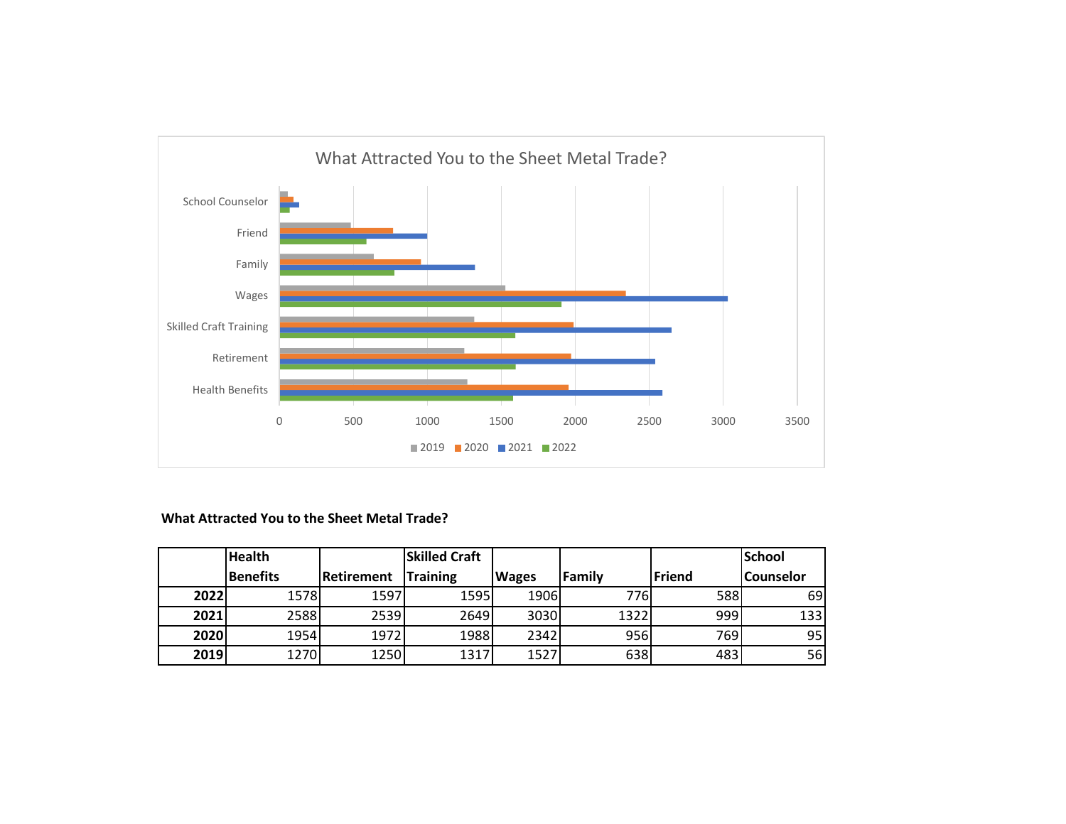What Attracted You to the Sheet Metal Trade?

**What Attracted You to the Sheet Metal Trade?**

| | Health Benefits | Retirement | Skilled Craft Training | Wages | Family | Friend | School Counselor |
|---|---|---|---|---|---|---|---|
| **2022** | 1578 | 1597 | 1595 | 1906 | 776 | 588 | 69 |
| **2021** | 2588 | 2539 | 2649 | 3030 | 1322 | 999 | 133 |
| **2020** | 1954 | 1972 | 1988 | 2342 | 956 | 769 | 95 |
| **2019** | 1270 | 1250 | 1317 | 1527 | 638 | 483 | 56 |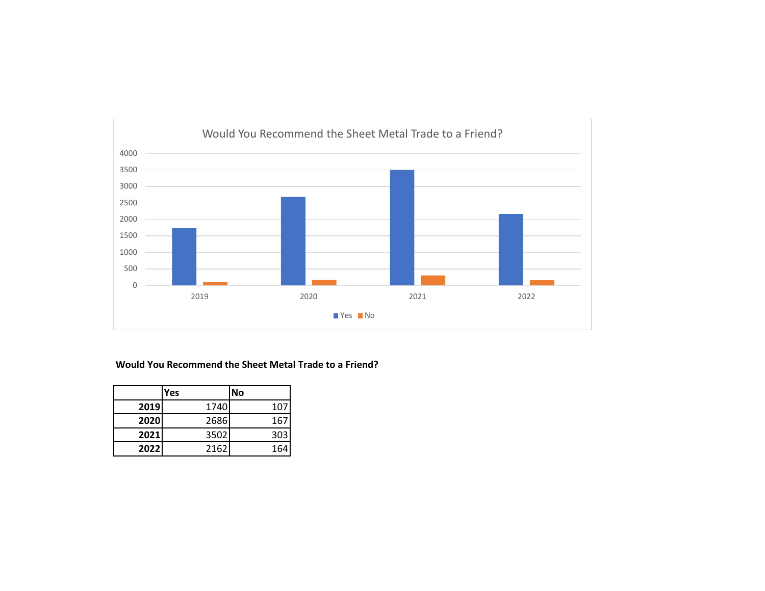Would You Recommend the Sheet Metal Trade to a Friend?

4000
3500
3000
2500
2000
1500
1000
500
0

2019 2020 2021 2022

Yes No

**Would You Recommend the Sheet Metal Trade to a Friend?**

| | Yes | No |
|---|---|---|
| **2019** | 1740 | 107 |
| **2020** | 2686 | 167 |
| **2021** | 3502 | 303 |
| **2022** | 2162 | 164 |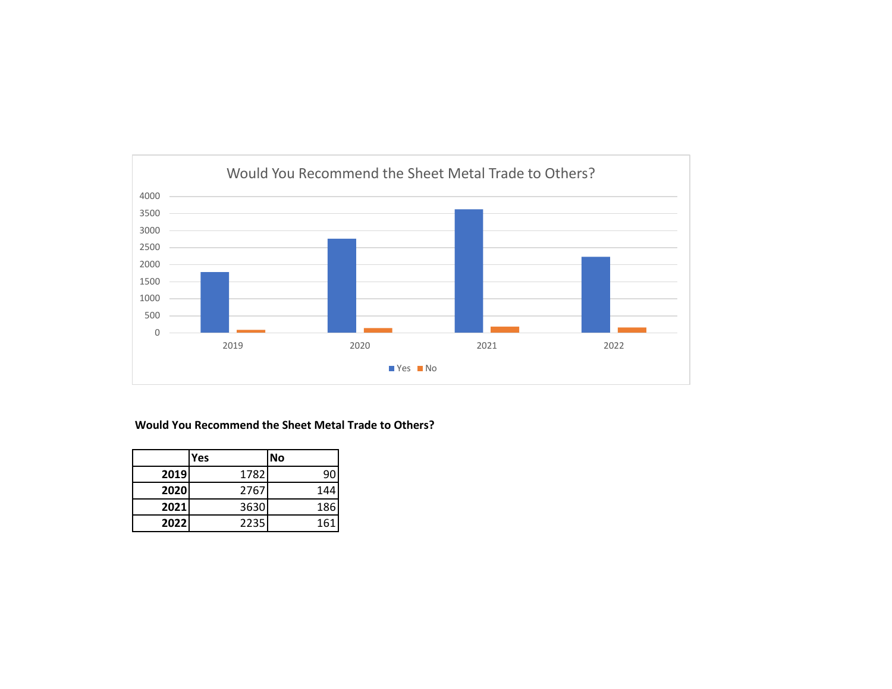Would You Recommend the Sheet Metal Trade to Others?

4000
3500
3000
2500
2000
1500
1000
500
0

2019 2020 2021 2022

Yes No

**Would You Recommend the Sheet Metal Trade to Others?**

| | Yes | No |
|---|---|---|
| **2019** | 1782 | 90 |
| **2020** | 2767 | 144 |
| **2021** | 3630 | 186 |
| **2022** | 2235 | 161 |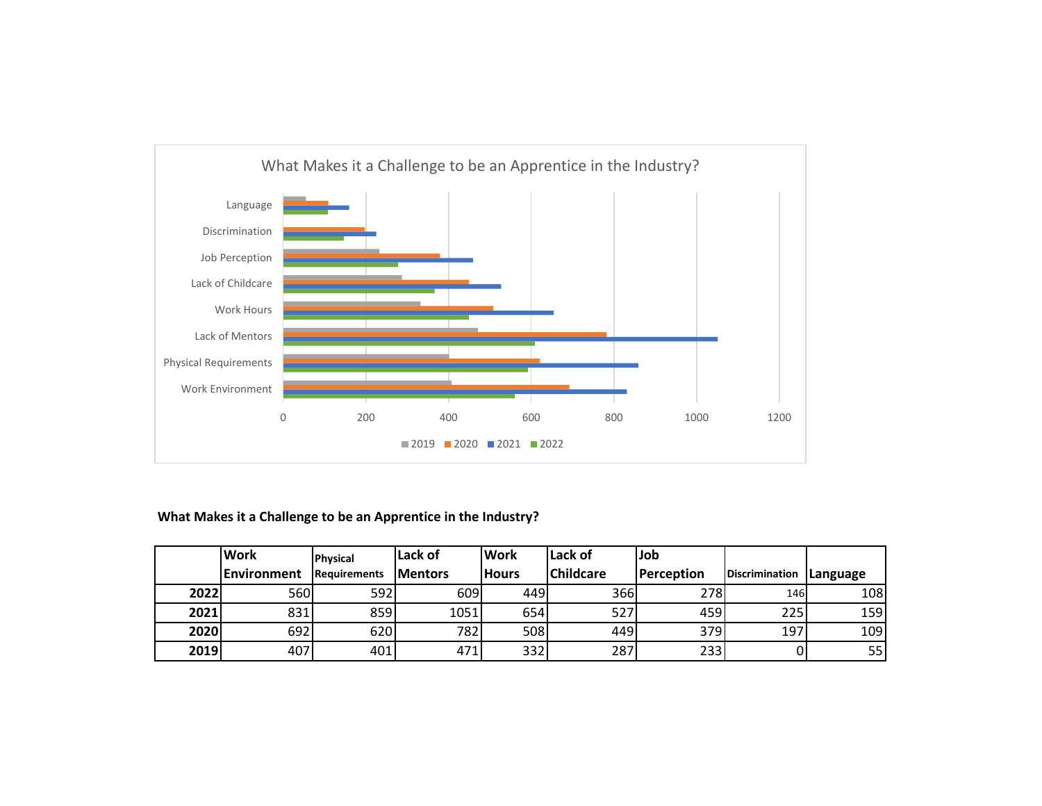What Makes it a Challenge to be an Apprentice in the Industry?

Language
Discrimination
Job Perception
Lack of Childcare
Work Hours
Lack of Mentors
Physical Requirements
Work Environment

0 200 400 600 800 1000 1200

2019 2020 2021 2022

**What Makes it a Challenge to be an Apprentice in the Industry?**

| | Work Environment | Physical Requirements | Lack of Mentors | Work Hours | Lack of Childcare | Job Perception | Discrimination | Language |
|---|---|---|---|---|---|---|---|---|
| **2022** | 560 | 592 | 609 | 449 | 366 | 278 | 146 | 108 |
| **2021** | 831 | 859 | 1051 | 654 | 527 | 459 | 225 | 159 |
| **2020** | 692 | 620 | 782 | 508 | 449 | 379 | 197 | 109 |
| **2019** | 407 | 401 | 471 | 332 | 287 | 233 | 0 | 55 |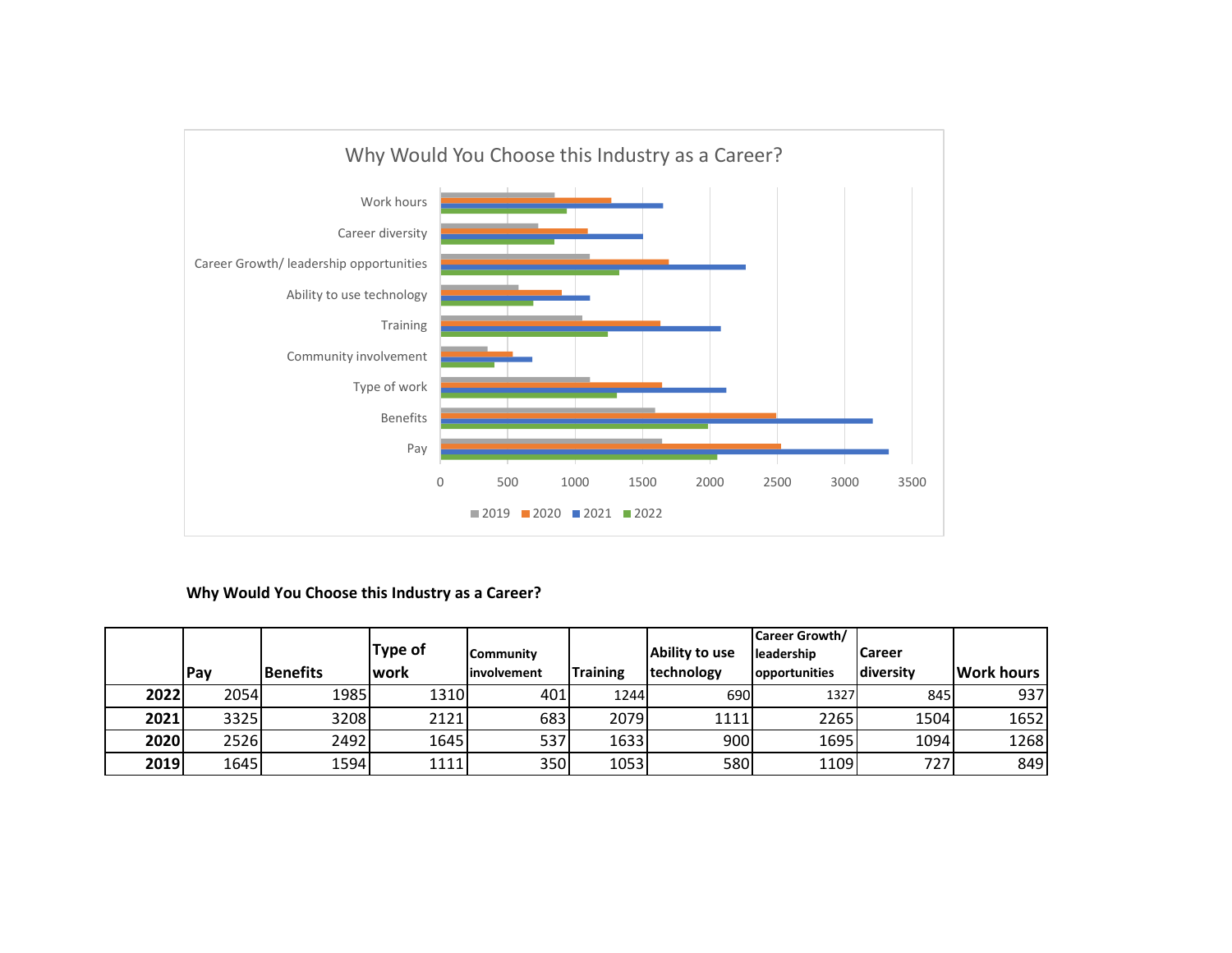## Why Would You Choose this Industry as a Career?

|  | Pay | Benefits | Type of work | Community involvement | Training | Ability to use technology | Career Growth/ leadership opportunities | Career diversity | Work hours |
|---|---|---|---|---|---|---|---|---|---|
| **2022** | 2054 | 1985 | 1310 | 401 | 1244 | 690 | 1327 | 845 | 937 |
| **2021** | 3325 | 3208 | 2121 | 683 | 2079 | 1111 | 2265 | 1504 | 1652 |
| **2020** | 2526 | 2492 | 1645 | 537 | 1633 | 900 | 1695 | 1094 | 1268 |
| **2019** | 1645 | 1594 | 1111 | 350 | 1053 | 580 | 1109 | 727 | 849 |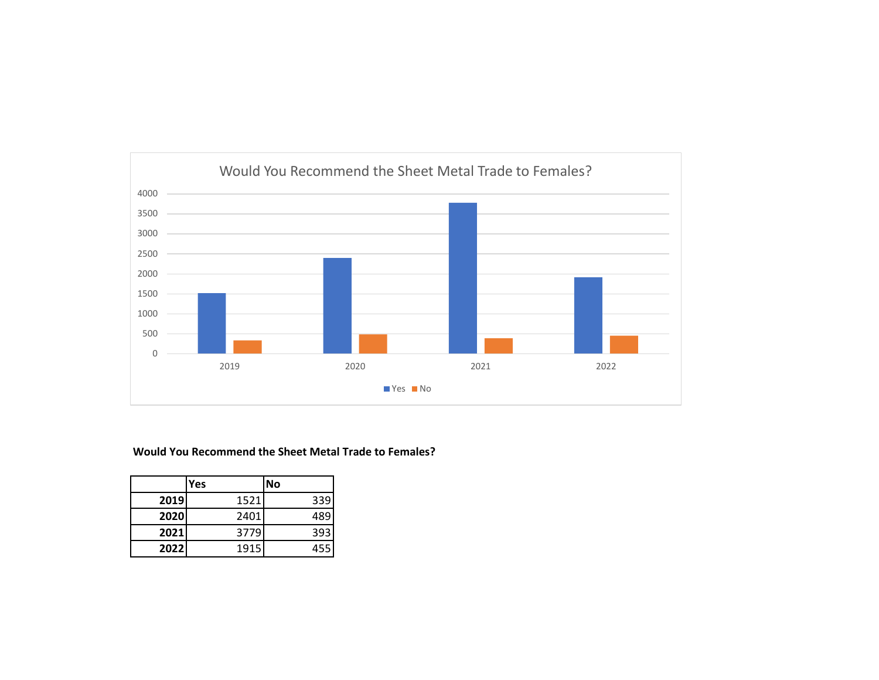Would You Recommend the Sheet Metal Trade to Females?

**Would You Recommend the Sheet Metal Trade to Females?**

| | Yes | No |
|---|---|---|
| **2019** | 1521 | 339 |
| **2020** | 2401 | 489 |
| **2021** | 3779 | 393 |
| **2022** | 1915 | 455 |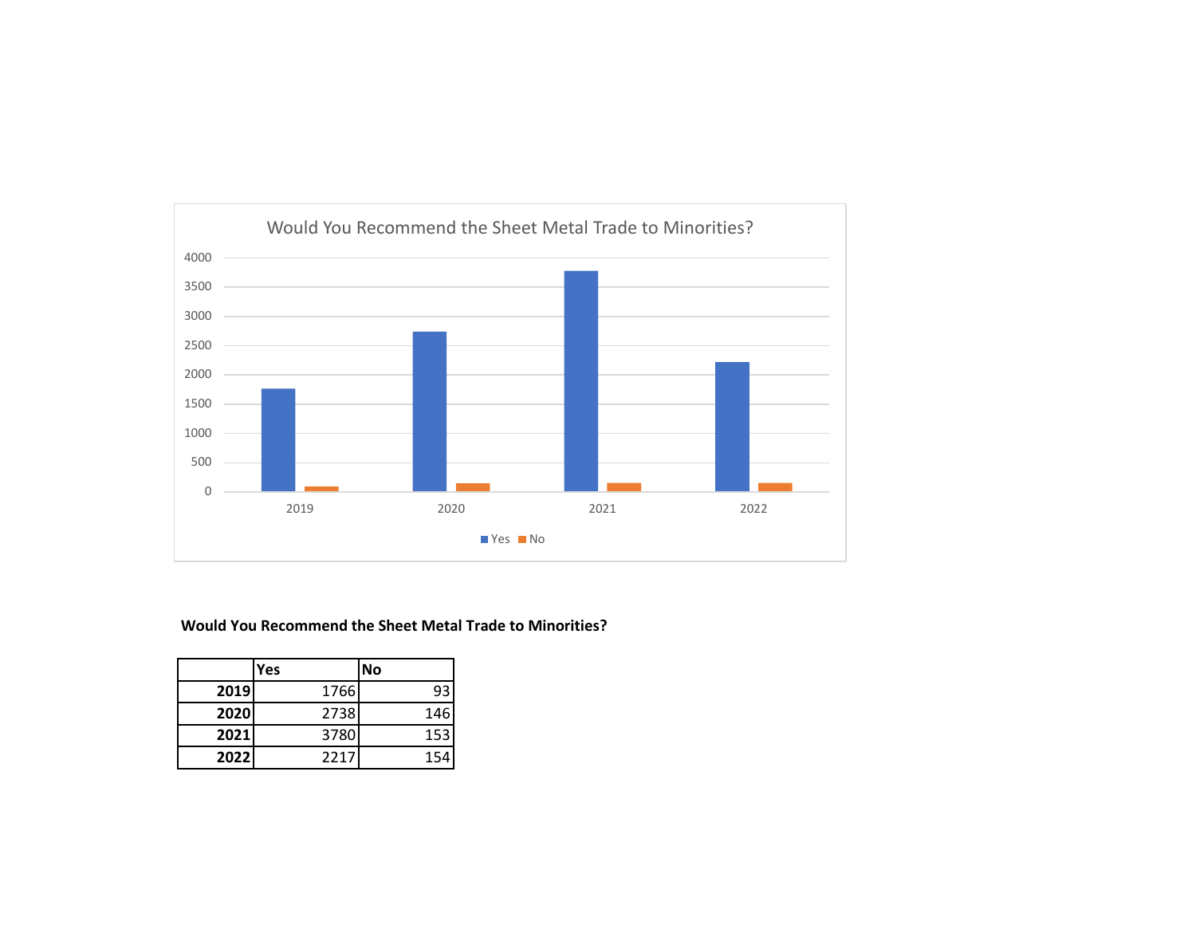Would You Recommend the Sheet Metal Trade to Minorities?

4000
3500
3000
2500
2000
1500
1000
500
0

2019
2020
2021
2022

Yes
No

**Would You Recommend the Sheet Metal Trade to Minorities?**

| | Yes | No |
|---|---|---|
| **2019** | 1766 | 93 |
| **2020** | 2738 | 146 |
| **2021** | 3780 | 153 |
| **2022** | 2217 | 154 |